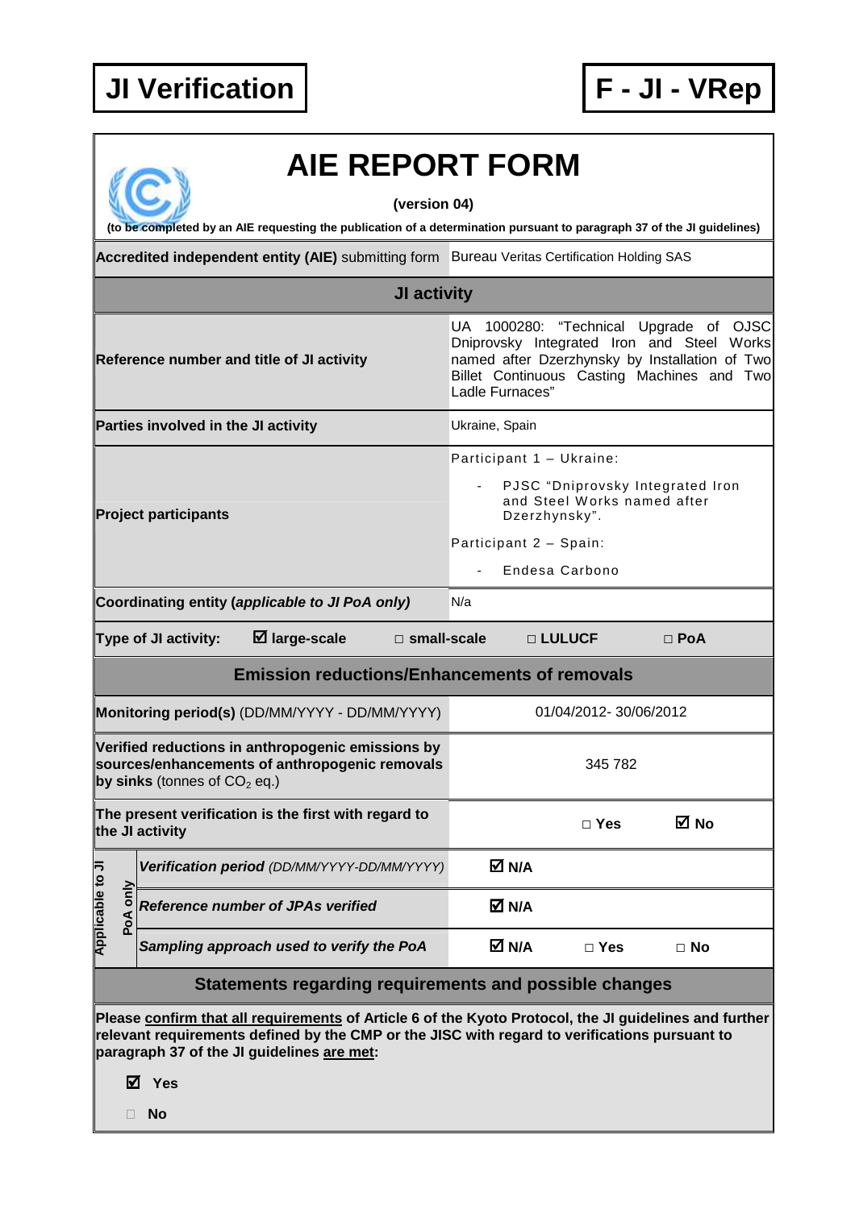**JI Verification** | **F - JI - VRep**

# AIE REPORT FORM

**(version 04)**

**(to be completed by an AIE requesting the publication of a determination pursuant to paragraph 37 of the JI guidelines)**

| **Accredited independent entity (AIE)** submitting form | Bureau Veritas Certification Holding SAS | | |
|---|---|---|---|
| **JI activity** | | | |
| **Reference number and title of JI activity** | UA 1000280: "Technical Upgrade of OJSC Dniprovsky Integrated Iron and Steel Works named after Dzerzhynsky by Installation of Two Billet Continuous Casting Machines and Two Ladle Furnaces" | | |
| **Parties involved in the JI activity** | Ukraine, Spain | | |
| **Project participants** | Participant 1 – Ukraine:<br>- PJSC "Dniprovsky Integrated Iron and Steel Works named after Dzerzhynsky".<br>Participant 2 – Spain:<br>- Endesa Carbono | | |
| **Coordinating entity (*applicable to JI PoA only*)** | N/a | | |
| **Type of JI activity:** ☑ **large-scale** | □ **small-scale** | □ **LULUCF** | □ **PoA** |
| **Emission reductions/Enhancements of removals** | | | |
| **Monitoring period(s)** (DD/MM/YYYY - DD/MM/YYYY) | 01/04/2012- 30/06/2012 | | |
| **Verified reductions in anthropogenic emissions by sources/enhancements of anthropogenic removals by sinks** (tonnes of $CO_2$ eq.) | 345 782 | | |
| **The present verification is the first with regard to the JI activity** | | □ **Yes** | ☑ **No** |
| *Applicable to JI PoA only* – ***Verification period*** *(DD/MM/YYYY-DD/MM/YYYY)* | ☑ **N/A** | | |
| *Applicable to JI PoA only* – ***Reference number of JPAs verified*** | ☑ **N/A** | | |
| *Applicable to JI PoA only* – ***Sampling approach used to verify the PoA*** | ☑ **N/A** | □ **Yes** | □ **No** |

## Statements regarding requirements and possible changes

**Please confirm that all requirements of Article 6 of the Kyoto Protocol, the JI guidelines and further relevant requirements defined by the CMP or the JISC with regard to verifications pursuant to paragraph 37 of the JI guidelines are met:**

☑ **Yes**

□ **No**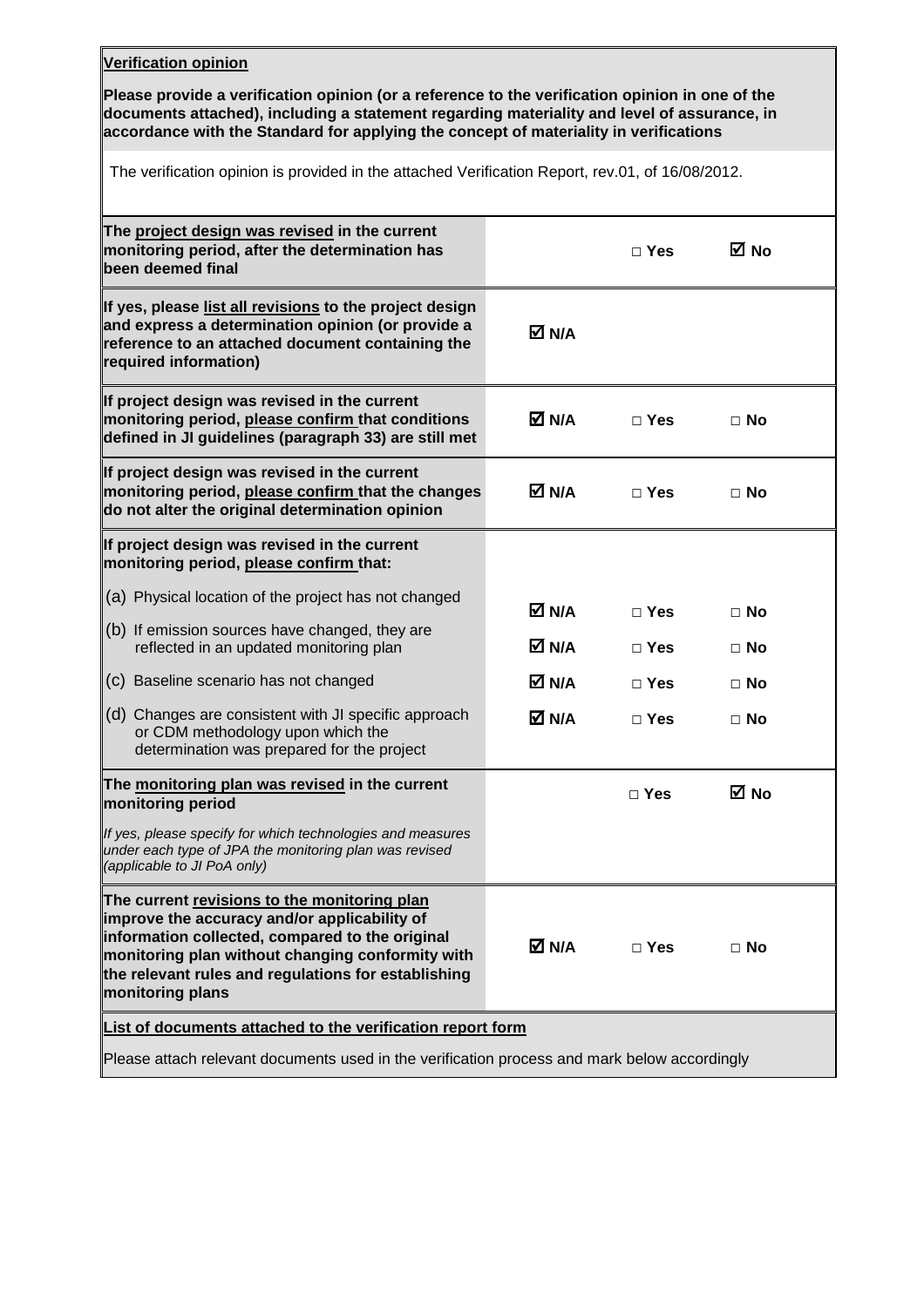**Verification opinion**

**Please provide a verification opinion (or a reference to the verification opinion in one of the documents attached), including a statement regarding materiality and level of assurance, in accordance with the Standard for applying the concept of materiality in verifications**

The verification opinion is provided in the attached Verification Report, rev.01, of 16/08/2012.

| | | | |
|---|---|---|---|
| **The project design was revised in the current monitoring period, after the determination has been deemed final** | | □ **Yes** | ☑ **No** |
| **If yes, please list all revisions to the project design and express a determination opinion (or provide a reference to an attached document containing the required information)** | ☑ **N/A** | | |
| **If project design was revised in the current monitoring period, please confirm that conditions defined in JI guidelines (paragraph 33) are still met** | ☑ **N/A** | □ **Yes** | □ **No** |
| **If project design was revised in the current monitoring period, please confirm that the changes do not alter the original determination opinion** | ☑ **N/A** | □ **Yes** | □ **No** |
| **If project design was revised in the current monitoring period, please confirm that:** | | | |
| (a) Physical location of the project has not changed | ☑ **N/A** | □ **Yes** | □ **No** |
| (b) If emission sources have changed, they are reflected in an updated monitoring plan | ☑ **N/A** | □ **Yes** | □ **No** |
| (c) Baseline scenario has not changed | ☑ **N/A** | □ **Yes** | □ **No** |
| (d) Changes are consistent with JI specific approach or CDM methodology upon which the determination was prepared for the project | ☑ **N/A** | □ **Yes** | □ **No** |
| **The monitoring plan was revised in the current monitoring period**<br>*If yes, please specify for which technologies and measures under each type of JPA the monitoring plan was revised (applicable to JI PoA only)* | | □ **Yes** | ☑ **No** |
| **The current revisions to the monitoring plan improve the accuracy and/or applicability of information collected, compared to the original monitoring plan without changing conformity with the relevant rules and regulations for establishing monitoring plans** | ☑ **N/A** | □ **Yes** | □ **No** |

**List of documents attached to the verification report form**

Please attach relevant documents used in the verification process and mark below accordingly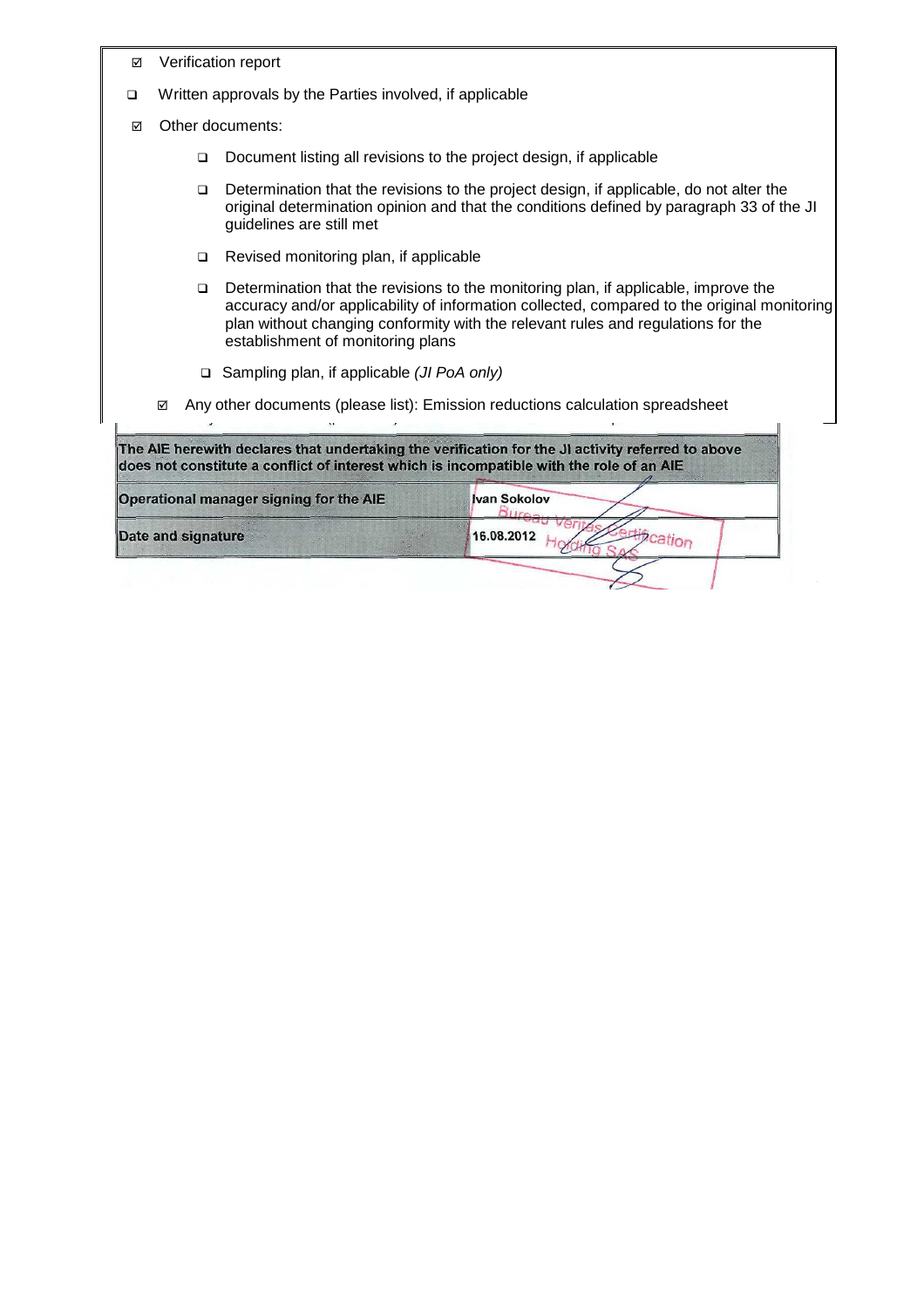- ☑ Verification report
- ❑ Written approvals by the Parties involved, if applicable
- ☑ Other documents:
  - ❑ Document listing all revisions to the project design, if applicable
  - ❑ Determination that the revisions to the project design, if applicable, do not alter the original determination opinion and that the conditions defined by paragraph 33 of the JI guidelines are still met
  - ❑ Revised monitoring plan, if applicable
  - ❑ Determination that the revisions to the monitoring plan, if applicable, improve the accuracy and/or applicability of information collected, compared to the original monitoring plan without changing conformity with the relevant rules and regulations for the establishment of monitoring plans
  - ❑ Sampling plan, if applicable *(JI PoA only)*
  - ☑ Any other documents (please list): Emission reductions calculation spreadsheet

| | |
|---|---|
| **The AIE herewith declares that undertaking the verification for the JI activity referred to above does not constitute a conflict of interest which is incompatible with the role of an AIE** | |
| **Operational manager signing for the AIE** | **Ivan Sokolov** |
| **Date and signature** | **16.08.2012** Bureau Veritas Certification Holding SAS |